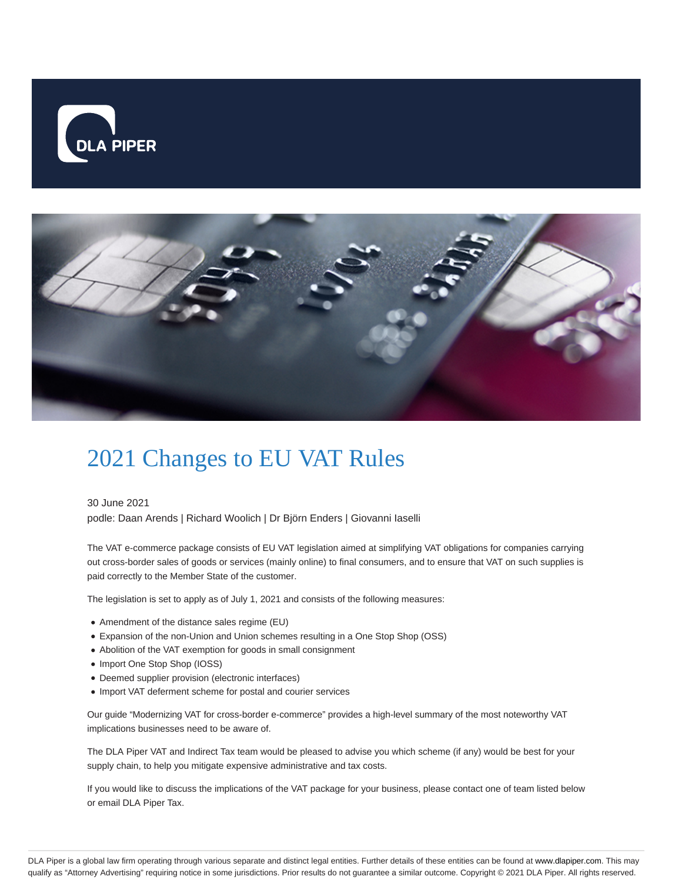# 2021 Changes to EU VAT Rules

30 June 2021

podle: Daan Arends | Richard Woolich | Dr Björn Enders | Giovanni Iaselli

The VAT e-commerce package consists of EU VAT legislation aimed at simplifying VAT obligations for companies carrying out cross-border sales of goods or services (mainly online) to final consumers, and to ensure that VAT on such supplies is paid correctly to the Member State of the customer.

The legislation is set to apply as of July 1, 2021 and consists of the following measures:

- Amendment of the distance sales regime (EU)
- Expansion of the non-Union and Union schemes resulting in a One Stop Shop (OSS)
- Abolition of the VAT exemption for goods in small consignment
- Import One Stop Shop (IOSS)
- Deemed supplier provision (electronic interfaces)
- Import VAT deferment scheme for postal and courier services

Our guide "Modernizing VAT for cross-border e-commerce" provides a high-level summary of the most noteworthy VAT implications businesses need to be aware of.

The DLA Piper VAT and Indirect Tax team would be pleased to advise you which scheme (if any) would be best for your supply chain, to help you mitigate expensive administrative and tax costs.

If you would like to discuss the implications of the VAT package for your business, please contact one of team listed below or email DLA Piper Tax.

DLA Piper is a global law firm operating through various separate and distinct legal entities. Further details of these entities can be found at www.dlapiper.com. This may qualify as "Attorney Advertising" requiring notice in some jurisdictions. Prior results do not guarantee a similar outcome. Copyright © 2021 DLA Piper. All rights reserved.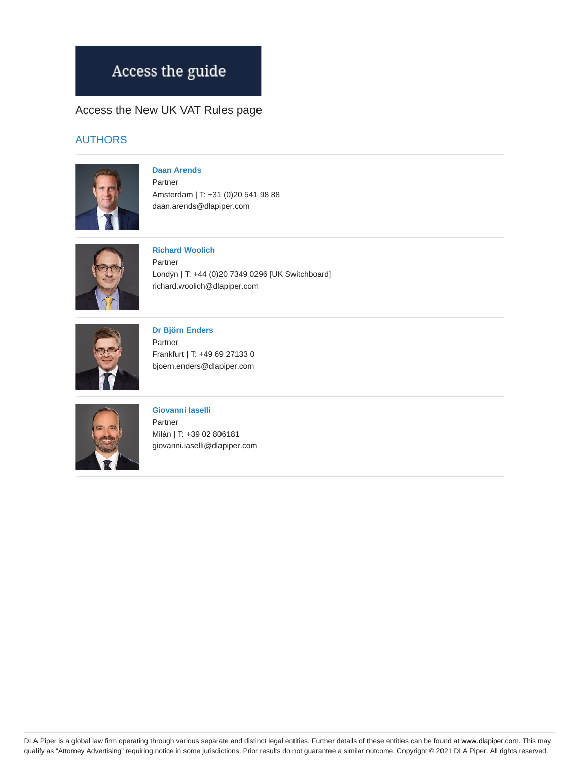Access the guide

Access the New UK VAT Rules page

## AUTHORS

**Daan Arends**
Partner
Amsterdam | T: +31 (0)20 541 98 88
daan.arends@dlapiper.com

**Richard Woolich**
Partner
Londýn | T: +44 (0)20 7349 0296 [UK Switchboard]
richard.woolich@dlapiper.com

**Dr Björn Enders**
Partner
Frankfurt | T: +49 69 27133 0
bjoern.enders@dlapiper.com

**Giovanni Iaselli**
Partner
Milán | T: +39 02 806181
giovanni.iaselli@dlapiper.com

DLA Piper is a global law firm operating through various separate and distinct legal entities. Further details of these entities can be found at www.dlapiper.com. This may qualify as "Attorney Advertising" requiring notice in some jurisdictions. Prior results do not guarantee a similar outcome. Copyright © 2021 DLA Piper. All rights reserved.